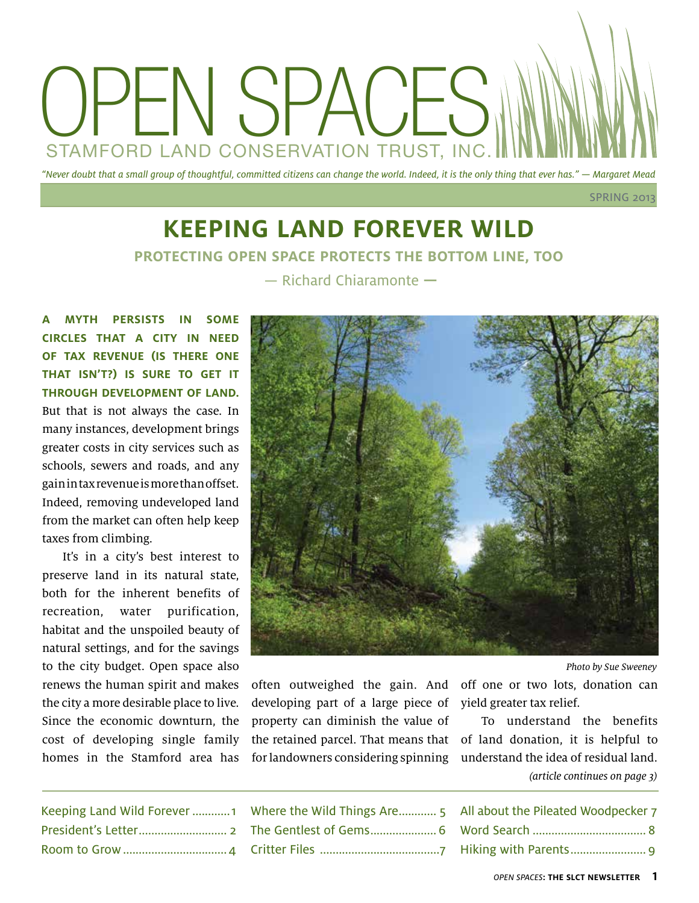# OPEN SPACES

STAMFORD LAND CONSERVATION TRUST, INC.

*"Never doubt that a small group of thoughtful, committed citizens can change the world. Indeed, it is the only thing that ever has." — Margaret Mead*

SPRING 2013

## KEEPING LAND FOREVER WILD

### PROTECTING OPEN SPACE PROTECTS THE BOTTOM LINE, TOO

— Richard Chiaramonte —

**A MYTH PERSISTS IN SOME CIRCLES THAT A CITY IN NEED OF TAX REVENUE (IS THERE ONE THAT ISN'T?) IS SURE TO GET IT THROUGH DEVELOPMENT OF LAND.** But that is not always the case. In many instances, development brings greater costs in city services such as schools, sewers and roads, and any gain in tax revenue is more than offset. Indeed, removing undeveloped land from the market can often help keep taxes from climbing.

It's in a city's best interest to preserve land in its natural state, both for the inherent benefits of recreation, water purification, habitat and the unspoiled beauty of natural settings, and for the savings to the city budget. Open space also renews the human spirit and makes the city a more desirable place to live. Since the economic downturn, the cost of developing single family homes in the Stamford area has often outweighed the gain. And developing part of a large piece of property can diminish the value of the retained parcel. That means that for landowners considering spinning off one or two lots, donation can yield greater tax relief.

*Photo by Sue Sweeney*

To understand the benefits of land donation, it is helpful to understand the idea of residual land.

*(article continues on page 3)*

| | | |
|---|---|---|
| Keeping Land Wild Forever ............1 | Where the Wild Things Are............ 5 | All about the Pileated Woodpecker 7 |
| President's Letter............................ 2 | The Gentlest of Gems..................... 6 | Word Search .................................... 8 |
| Room to Grow ................................. 4 | Critter Files ......................................7 | Hiking with Parents......................... 9 |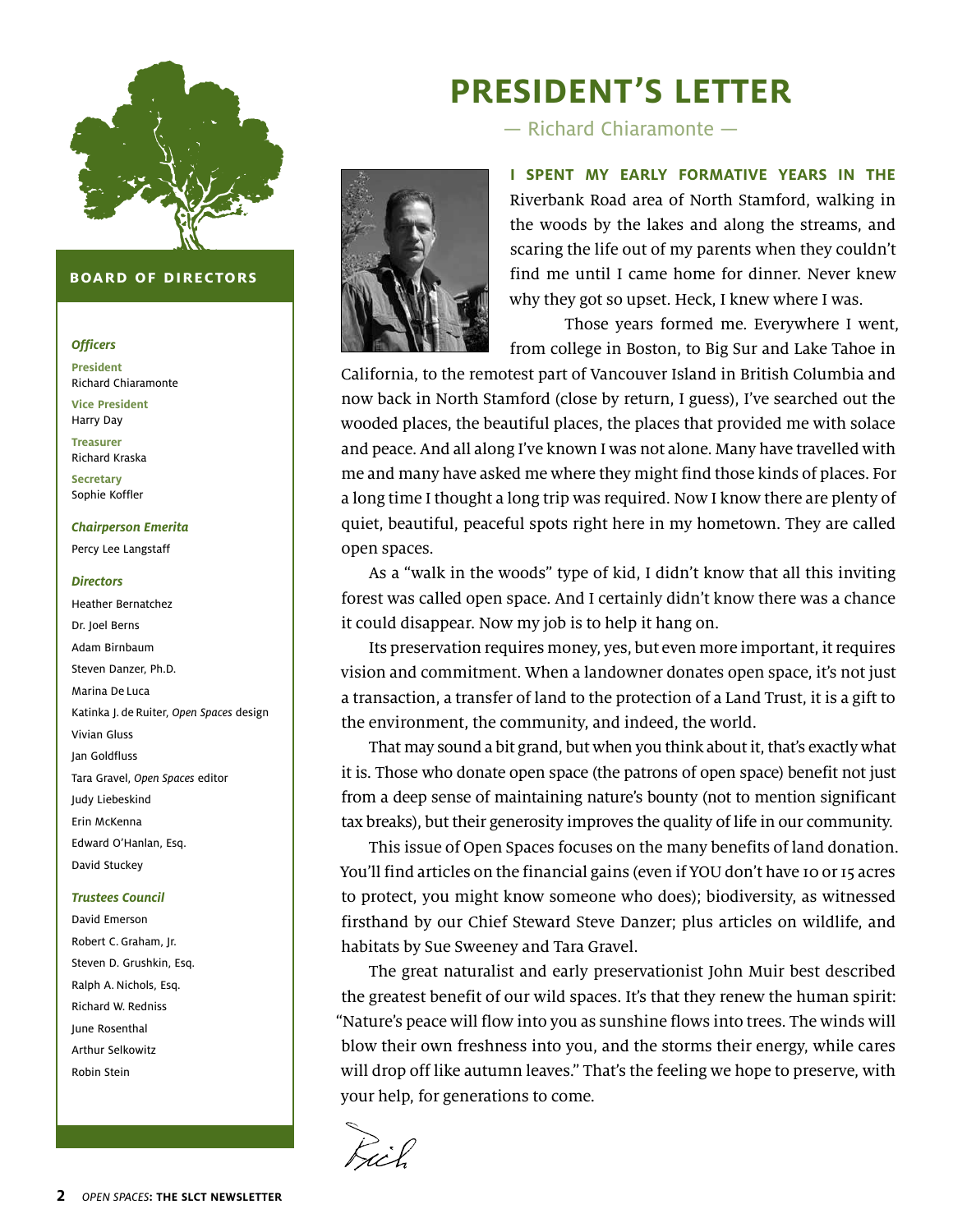# PRESIDENT'S LETTER

— Richard Chiaramonte —

**I SPENT MY EARLY FORMATIVE YEARS IN THE** Riverbank Road area of North Stamford, walking in the woods by the lakes and along the streams, and scaring the life out of my parents when they couldn't find me until I came home for dinner. Never knew why they got so upset. Heck, I knew where I was.

Those years formed me. Everywhere I went, from college in Boston, to Big Sur and Lake Tahoe in California, to the remotest part of Vancouver Island in British Columbia and now back in North Stamford (close by return, I guess), I've searched out the wooded places, the beautiful places, the places that provided me with solace and peace. And all along I've known I was not alone. Many have travelled with me and many have asked me where they might find those kinds of places. For a long time I thought a long trip was required. Now I know there are plenty of quiet, beautiful, peaceful spots right here in my hometown. They are called open spaces.

As a "walk in the woods" type of kid, I didn't know that all this inviting forest was called open space. And I certainly didn't know there was a chance it could disappear. Now my job is to help it hang on.

Its preservation requires money, yes, but even more important, it requires vision and commitment. When a landowner donates open space, it's not just a transaction, a transfer of land to the protection of a Land Trust, it is a gift to the environment, the community, and indeed, the world.

That may sound a bit grand, but when you think about it, that's exactly what it is. Those who donate open space (the patrons of open space) benefit not just from a deep sense of maintaining nature's bounty (not to mention significant tax breaks), but their generosity improves the quality of life in our community.

This issue of Open Spaces focuses on the many benefits of land donation. You'll find articles on the financial gains (even if YOU don't have 10 or 15 acres to protect, you might know someone who does); biodiversity, as witnessed firsthand by our Chief Steward Steve Danzer; plus articles on wildlife, and habitats by Sue Sweeney and Tara Gravel.

The great naturalist and early preservationist John Muir best described the greatest benefit of our wild spaces. It's that they renew the human spirit: "Nature's peace will flow into you as sunshine flows into trees. The winds will blow their own freshness into you, and the storms their energy, while cares will drop off like autumn leaves." That's the feeling we hope to preserve, with your help, for generations to come.

Rich

## BOARD OF DIRECTORS

***Officers***

**President**
Richard Chiaramonte

**Vice President**
Harry Day

**Treasurer**
Richard Kraska

**Secretary**
Sophie Koffler

***Chairperson Emerita***

Percy Lee Langstaff

***Directors***

Heather Bernatchez
Dr. Joel Berns
Adam Birnbaum
Steven Danzer, Ph.D.
Marina De Luca
Katinka J. de Ruiter, *Open Spaces* design
Vivian Gluss
Jan Goldfluss
Tara Gravel, *Open Spaces* editor
Judy Liebeskind
Erin McKenna
Edward O'Hanlan, Esq.
David Stuckey

***Trustees Council***

David Emerson
Robert C. Graham, Jr.
Steven D. Grushkin, Esq.
Ralph A. Nichols, Esq.
Richard W. Redniss
June Rosenthal
Arthur Selkowitz
Robin Stein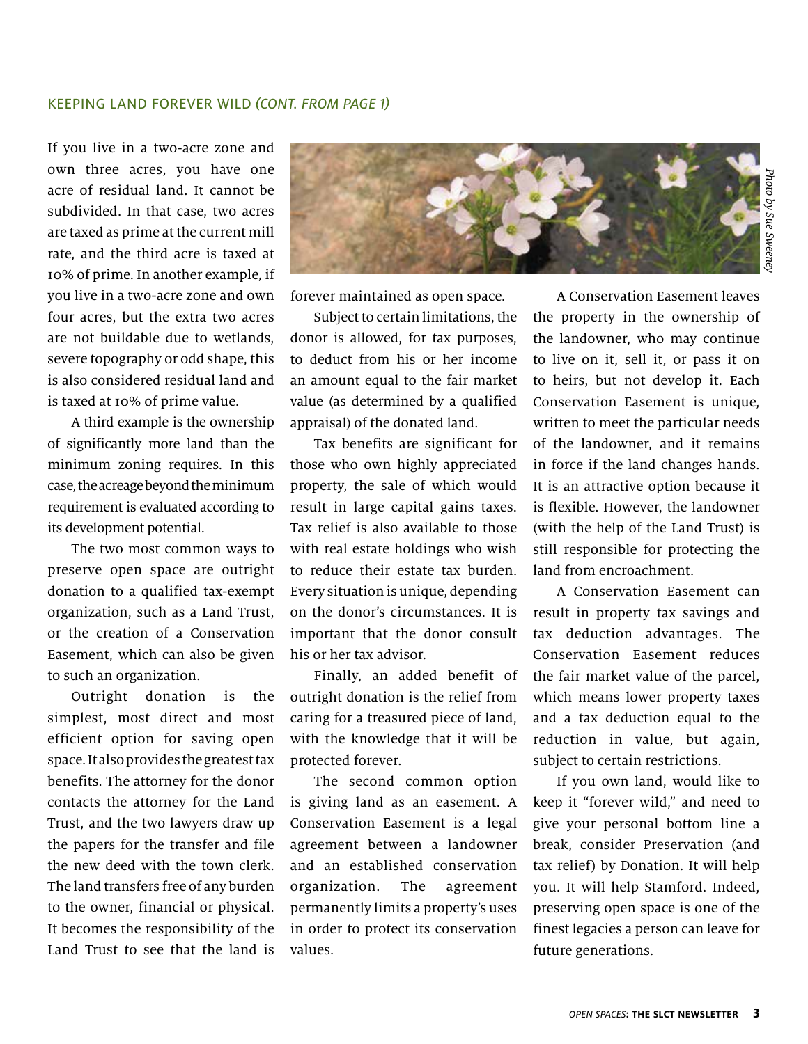## KEEPING LAND FOREVER WILD *(CONT. FROM PAGE 1)*

If you live in a two-acre zone and own three acres, you have one acre of residual land. It cannot be subdivided. In that case, two acres are taxed as prime at the current mill rate, and the third acre is taxed at 10% of prime. In another example, if you live in a two-acre zone and own four acres, but the extra two acres are not buildable due to wetlands, severe topography or odd shape, this is also considered residual land and is taxed at 10% of prime value.

A third example is the ownership of significantly more land than the minimum zoning requires. In this case, the acreage beyond the minimum requirement is evaluated according to its development potential.

The two most common ways to preserve open space are outright donation to a qualified tax-exempt organization, such as a Land Trust, or the creation of a Conservation Easement, which can also be given to such an organization.

Outright donation is the simplest, most direct and most efficient option for saving open space. It also provides the greatest tax benefits. The attorney for the donor contacts the attorney for the Land Trust, and the two lawyers draw up the papers for the transfer and file the new deed with the town clerk. The land transfers free of any burden to the owner, financial or physical. It becomes the responsibility of the Land Trust to see that the land is forever maintained as open space.

*Photo by Sue Sweeney*

Subject to certain limitations, the donor is allowed, for tax purposes, to deduct from his or her income an amount equal to the fair market value (as determined by a qualified appraisal) of the donated land.

Tax benefits are significant for those who own highly appreciated property, the sale of which would result in large capital gains taxes. Tax relief is also available to those with real estate holdings who wish to reduce their estate tax burden. Every situation is unique, depending on the donor's circumstances. It is important that the donor consult his or her tax advisor.

Finally, an added benefit of outright donation is the relief from caring for a treasured piece of land, with the knowledge that it will be protected forever.

The second common option is giving land as an easement. A Conservation Easement is a legal agreement between a landowner and an established conservation organization. The agreement permanently limits a property's uses in order to protect its conservation values.

A Conservation Easement leaves the property in the ownership of the landowner, who may continue to live on it, sell it, or pass it on to heirs, but not develop it. Each Conservation Easement is unique, written to meet the particular needs of the landowner, and it remains in force if the land changes hands. It is an attractive option because it is flexible. However, the landowner (with the help of the Land Trust) is still responsible for protecting the land from encroachment.

A Conservation Easement can result in property tax savings and tax deduction advantages. The Conservation Easement reduces the fair market value of the parcel, which means lower property taxes and a tax deduction equal to the reduction in value, but again, subject to certain restrictions.

If you own land, would like to keep it "forever wild," and need to give your personal bottom line a break, consider Preservation (and tax relief) by Donation. It will help you. It will help Stamford. Indeed, preserving open space is one of the finest legacies a person can leave for future generations.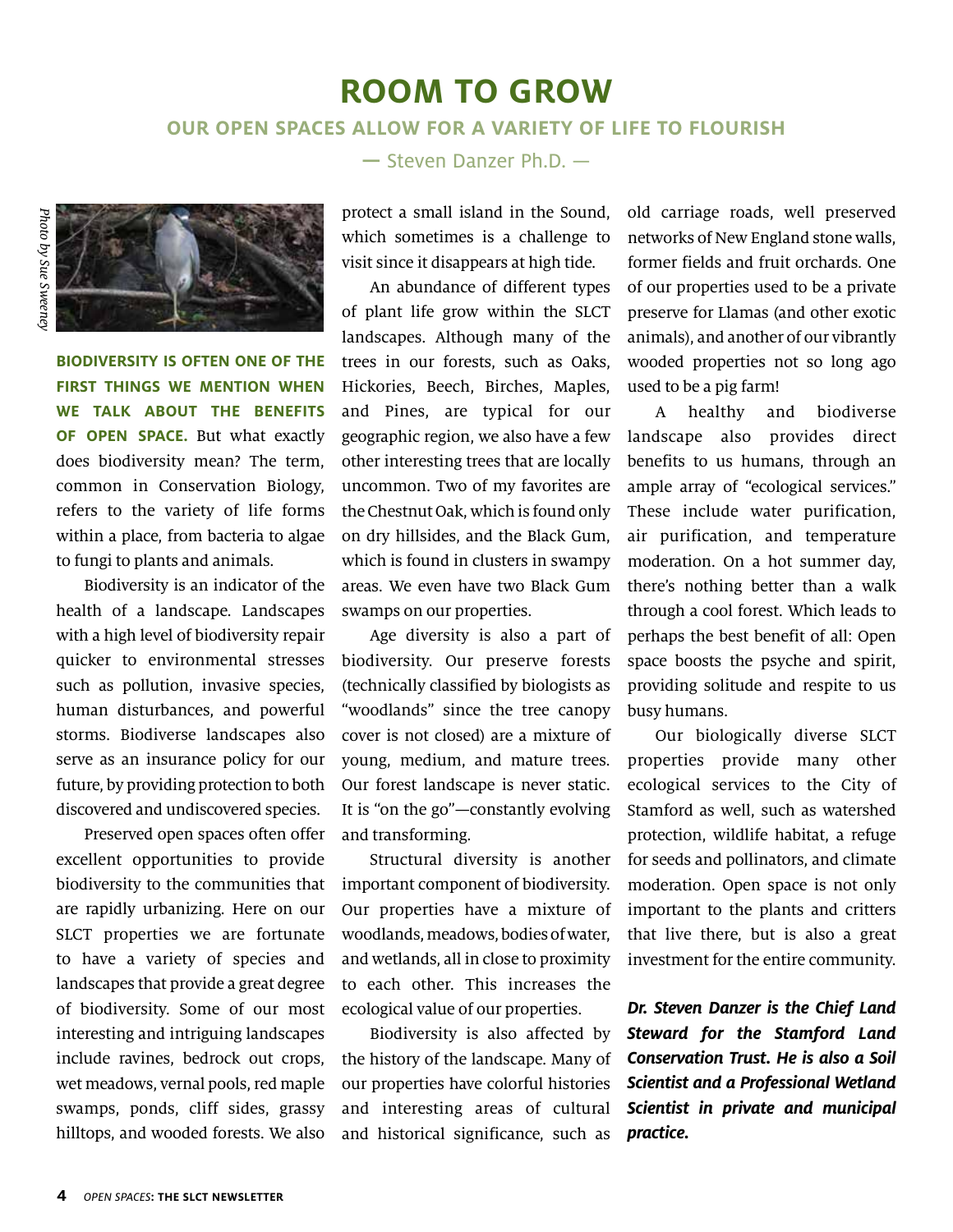# ROOM TO GROW

## OUR OPEN SPACES ALLOW FOR A VARIETY OF LIFE TO FLOURISH

— Steven Danzer Ph.D. —

*Photo by Sue Sweeney*

**BIODIVERSITY IS OFTEN ONE OF THE FIRST THINGS WE MENTION WHEN WE TALK ABOUT THE BENEFITS OF OPEN SPACE.** But what exactly does biodiversity mean? The term, common in Conservation Biology, refers to the variety of life forms within a place, from bacteria to algae to fungi to plants and animals.

Biodiversity is an indicator of the health of a landscape. Landscapes with a high level of biodiversity repair quicker to environmental stresses such as pollution, invasive species, human disturbances, and powerful storms. Biodiverse landscapes also serve as an insurance policy for our future, by providing protection to both discovered and undiscovered species.

Preserved open spaces often offer excellent opportunities to provide biodiversity to the communities that are rapidly urbanizing. Here on our SLCT properties we are fortunate to have a variety of species and landscapes that provide a great degree of biodiversity. Some of our most interesting and intriguing landscapes include ravines, bedrock out crops, wet meadows, vernal pools, red maple swamps, ponds, cliff sides, grassy hilltops, and wooded forests. We also protect a small island in the Sound, which sometimes is a challenge to visit since it disappears at high tide.

An abundance of different types of plant life grow within the SLCT landscapes. Although many of the trees in our forests, such as Oaks, Hickories, Beech, Birches, Maples, and Pines, are typical for our geographic region, we also have a few other interesting trees that are locally uncommon. Two of my favorites are the Chestnut Oak, which is found only on dry hillsides, and the Black Gum, which is found in clusters in swampy areas. We even have two Black Gum swamps on our properties.

Age diversity is also a part of biodiversity. Our preserve forests (technically classified by biologists as "woodlands" since the tree canopy cover is not closed) are a mixture of young, medium, and mature trees. Our forest landscape is never static. It is "on the go"—constantly evolving and transforming.

Structural diversity is another important component of biodiversity. Our properties have a mixture of woodlands, meadows, bodies of water, and wetlands, all in close to proximity to each other. This increases the ecological value of our properties.

Biodiversity is also affected by the history of the landscape. Many of our properties have colorful histories and interesting areas of cultural and historical significance, such as old carriage roads, well preserved networks of New England stone walls, former fields and fruit orchards. One of our properties used to be a private preserve for Llamas (and other exotic animals), and another of our vibrantly wooded properties not so long ago used to be a pig farm!

A healthy and biodiverse landscape also provides direct benefits to us humans, through an ample array of "ecological services." These include water purification, air purification, and temperature moderation. On a hot summer day, there's nothing better than a walk through a cool forest. Which leads to perhaps the best benefit of all: Open space boosts the psyche and spirit, providing solitude and respite to us busy humans.

Our biologically diverse SLCT properties provide many other ecological services to the City of Stamford as well, such as watershed protection, wildlife habitat, a refuge for seeds and pollinators, and climate moderation. Open space is not only important to the plants and critters that live there, but is also a great investment for the entire community.

***Dr. Steven Danzer is the Chief Land Steward for the Stamford Land Conservation Trust. He is also a Soil Scientist and a Professional Wetland Scientist in private and municipal practice.***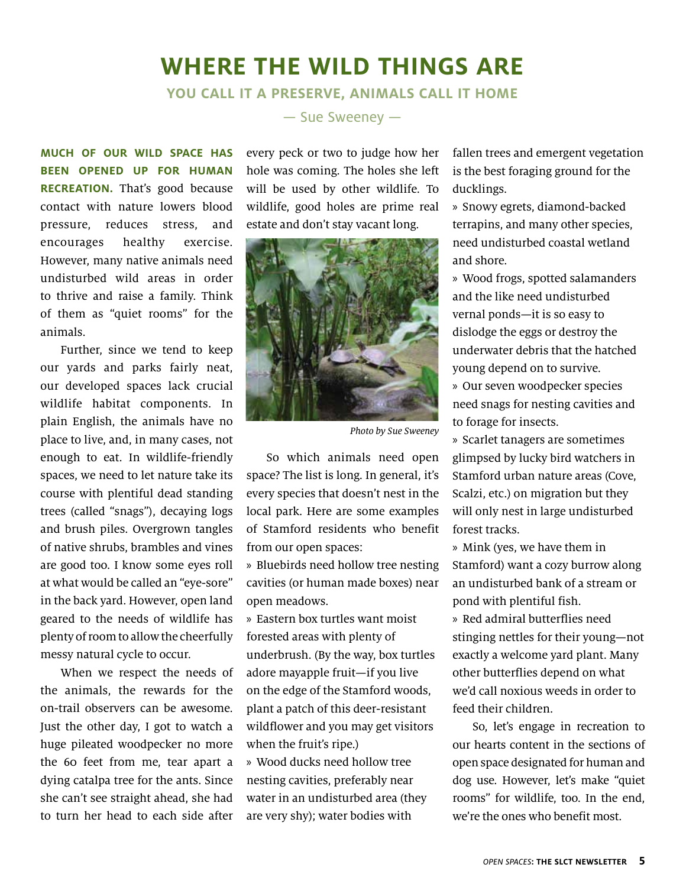# WHERE THE WILD THINGS ARE

## YOU CALL IT A PRESERVE, ANIMALS CALL IT HOME

— Sue Sweeney —

**MUCH OF OUR WILD SPACE HAS BEEN OPENED UP FOR HUMAN RECREATION.** That's good because contact with nature lowers blood pressure, reduces stress, and encourages healthy exercise. However, many native animals need undisturbed wild areas in order to thrive and raise a family. Think of them as "quiet rooms" for the animals.

Further, since we tend to keep our yards and parks fairly neat, our developed spaces lack crucial wildlife habitat components. In plain English, the animals have no place to live, and, in many cases, not enough to eat. In wildlife-friendly spaces, we need to let nature take its course with plentiful dead standing trees (called "snags"), decaying logs and brush piles. Overgrown tangles of native shrubs, brambles and vines are good too. I know some eyes roll at what would be called an "eye-sore" in the back yard. However, open land geared to the needs of wildlife has plenty of room to allow the cheerfully messy natural cycle to occur.

When we respect the needs of the animals, the rewards for the on-trail observers can be awesome. Just the other day, I got to watch a huge pileated woodpecker no more the 60 feet from me, tear apart a dying catalpa tree for the ants. Since she can't see straight ahead, she had to turn her head to each side after every peck or two to judge how her hole was coming. The holes she left will be used by other wildlife. To wildlife, good holes are prime real estate and don't stay vacant long.

*Photo by Sue Sweeney*

So which animals need open space? The list is long. In general, it's every species that doesn't nest in the local park. Here are some examples of Stamford residents who benefit from our open spaces:

» Bluebirds need hollow tree nesting cavities (or human made boxes) near open meadows.

» Eastern box turtles want moist forested areas with plenty of underbrush. (By the way, box turtles adore mayapple fruit—if you live on the edge of the Stamford woods, plant a patch of this deer-resistant wildflower and you may get visitors when the fruit's ripe.)

» Wood ducks need hollow tree nesting cavities, preferably near water in an undisturbed area (they are very shy); water bodies with fallen trees and emergent vegetation is the best foraging ground for the ducklings.

» Snowy egrets, diamond-backed terrapins, and many other species, need undisturbed coastal wetland and shore.

» Wood frogs, spotted salamanders and the like need undisturbed vernal ponds—it is so easy to dislodge the eggs or destroy the underwater debris that the hatched young depend on to survive.

» Our seven woodpecker species need snags for nesting cavities and to forage for insects.

» Scarlet tanagers are sometimes glimpsed by lucky bird watchers in Stamford urban nature areas (Cove, Scalzi, etc.) on migration but they will only nest in large undisturbed forest tracks.

» Mink (yes, we have them in Stamford) want a cozy burrow along an undisturbed bank of a stream or pond with plentiful fish.

» Red admiral butterflies need stinging nettles for their young—not exactly a welcome yard plant. Many other butterflies depend on what we'd call noxious weeds in order to feed their children.

So, let's engage in recreation to our hearts content in the sections of open space designated for human and dog use. However, let's make "quiet rooms" for wildlife, too. In the end, we're the ones who benefit most.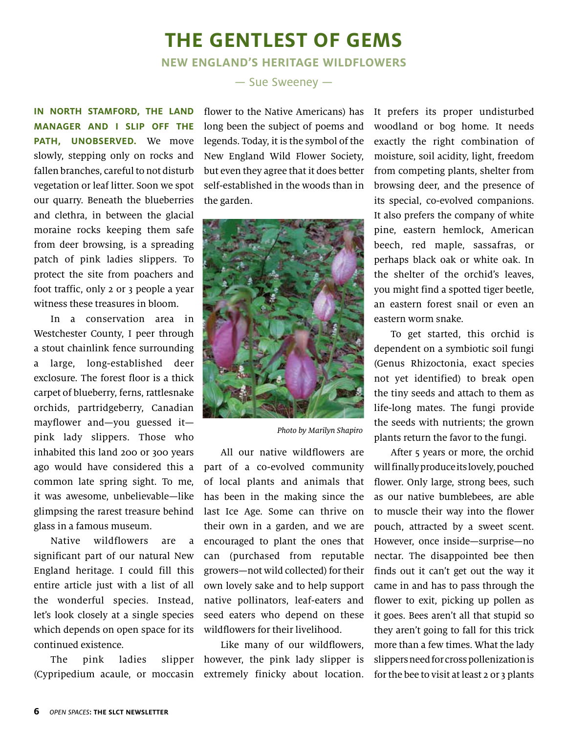# THE GENTLEST OF GEMS

## NEW ENGLAND'S HERITAGE WILDFLOWERS

— Sue Sweeney —

**IN NORTH STAMFORD, THE LAND MANAGER AND I SLIP OFF THE PATH, UNOBSERVED.** We move slowly, stepping only on rocks and fallen branches, careful to not disturb vegetation or leaf litter. Soon we spot our quarry. Beneath the blueberries and clethra, in between the glacial moraine rocks keeping them safe from deer browsing, is a spreading patch of pink ladies slippers. To protect the site from poachers and foot traffic, only 2 or 3 people a year witness these treasures in bloom.

In a conservation area in Westchester County, I peer through a stout chainlink fence surrounding a large, long-established deer exclosure. The forest floor is a thick carpet of blueberry, ferns, rattlesnake orchids, partridgeberry, Canadian mayflower and—you guessed it—pink lady slippers. Those who inhabited this land 200 or 300 years ago would have considered this a common late spring sight. To me, it was awesome, unbelievable—like glimpsing the rarest treasure behind glass in a famous museum.

Native wildflowers are a significant part of our natural New England heritage. I could fill this entire article just with a list of all the wonderful species. Instead, let's look closely at a single species which depends on open space for its continued existence.

The pink ladies slipper (Cypripedium acaule, or moccasin flower to the Native Americans) has long been the subject of poems and legends. Today, it is the symbol of the New England Wild Flower Society, but even they agree that it does better self-established in the woods than in the garden.

*Photo by Marilyn Shapiro*

All our native wildflowers are part of a co-evolved community of local plants and animals that has been in the making since the last Ice Age. Some can thrive on their own in a garden, and we are encouraged to plant the ones that can (purchased from reputable growers—not wild collected) for their own lovely sake and to help support native pollinators, leaf-eaters and seed eaters who depend on these wildflowers for their livelihood.

Like many of our wildflowers, however, the pink lady slipper is extremely finicky about location. It prefers its proper undisturbed woodland or bog home. It needs exactly the right combination of moisture, soil acidity, light, freedom from competing plants, shelter from browsing deer, and the presence of its special, co-evolved companions. It also prefers the company of white pine, eastern hemlock, American beech, red maple, sassafras, or perhaps black oak or white oak. In the shelter of the orchid's leaves, you might find a spotted tiger beetle, an eastern forest snail or even an eastern worm snake.

To get started, this orchid is dependent on a symbiotic soil fungi (Genus Rhizoctonia, exact species not yet identified) to break open the tiny seeds and attach to them as life-long mates. The fungi provide the seeds with nutrients; the grown plants return the favor to the fungi.

After 5 years or more, the orchid will finally produce its lovely, pouched flower. Only large, strong bees, such as our native bumblebees, are able to muscle their way into the flower pouch, attracted by a sweet scent. However, once inside—surprise—no nectar. The disappointed bee then finds out it can't get out the way it came in and has to pass through the flower to exit, picking up pollen as it goes. Bees aren't all that stupid so they aren't going to fall for this trick more than a few times. What the lady slippers need for cross pollenization is for the bee to visit at least 2 or 3 plants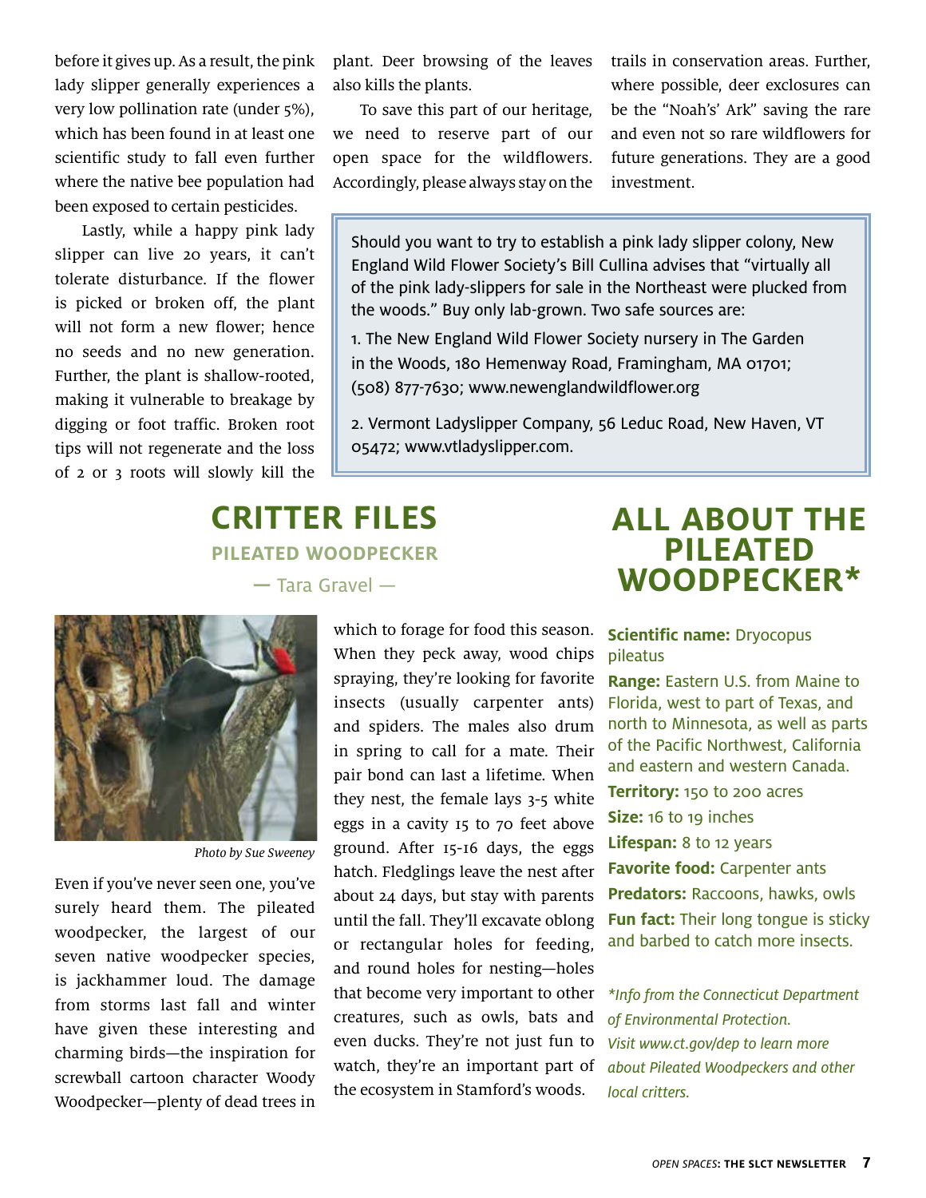before it gives up. As a result, the pink lady slipper generally experiences a very low pollination rate (under 5%), which has been found in at least one scientific study to fall even further where the native bee population had been exposed to certain pesticides.

Lastly, while a happy pink lady slipper can live 20 years, it can't tolerate disturbance. If the flower is picked or broken off, the plant will not form a new flower; hence no seeds and no new generation. Further, the plant is shallow-rooted, making it vulnerable to breakage by digging or foot traffic. Broken root tips will not regenerate and the loss of 2 or 3 roots will slowly kill the plant. Deer browsing of the leaves also kills the plants.

To save this part of our heritage, we need to reserve part of our open space for the wildflowers. Accordingly, please always stay on the trails in conservation areas. Further, where possible, deer exclosures can be the "Noah's' Ark" saving the rare and even not so rare wildflowers for future generations. They are a good investment.

> Should you want to try to establish a pink lady slipper colony, New England Wild Flower Society's Bill Cullina advises that "virtually all of the pink lady-slippers for sale in the Northeast were plucked from the woods." Buy only lab-grown. Two safe sources are:
>
> 1. The New England Wild Flower Society nursery in The Garden in the Woods, 180 Hemenway Road, Framingham, MA 01701; (508) 877-7630; www.newenglandwildflower.org
>
> 2. Vermont Ladyslipper Company, 56 Leduc Road, New Haven, VT 05472; www.vtladyslipper.com.

# CRITTER FILES

## PILEATED WOODPECKER

— Tara Gravel —

*Photo by Sue Sweeney*

Even if you've never seen one, you've surely heard them. The pileated woodpecker, the largest of our seven native woodpecker species, is jackhammer loud. The damage from storms last fall and winter have given these interesting and charming birds—the inspiration for screwball cartoon character Woody Woodpecker—plenty of dead trees in which to forage for food this season. When they peck away, wood chips spraying, they're looking for favorite insects (usually carpenter ants) and spiders. The males also drum in spring to call for a mate. Their pair bond can last a lifetime. When they nest, the female lays 3-5 white eggs in a cavity 15 to 70 feet above ground. After 15-16 days, the eggs hatch. Fledglings leave the nest after about 24 days, but stay with parents until the fall. They'll excavate oblong or rectangular holes for feeding, and round holes for nesting—holes that become very important to other creatures, such as owls, bats and even ducks. They're not just fun to watch, they're an important part of the ecosystem in Stamford's woods.

# ALL ABOUT THE PILEATED WOODPECKER*

**Scientific name:** Dryocopus pileatus

**Range:** Eastern U.S. from Maine to Florida, west to part of Texas, and north to Minnesota, as well as parts of the Pacific Northwest, California and eastern and western Canada.

**Territory:** 150 to 200 acres

**Size:** 16 to 19 inches

**Lifespan:** 8 to 12 years

**Favorite food:** Carpenter ants

**Predators:** Raccoons, hawks, owls

**Fun fact:** Their long tongue is sticky and barbed to catch more insects.

*\*Info from the Connecticut Department of Environmental Protection. Visit www.ct.gov/dep to learn more about Pileated Woodpeckers and other local critters.*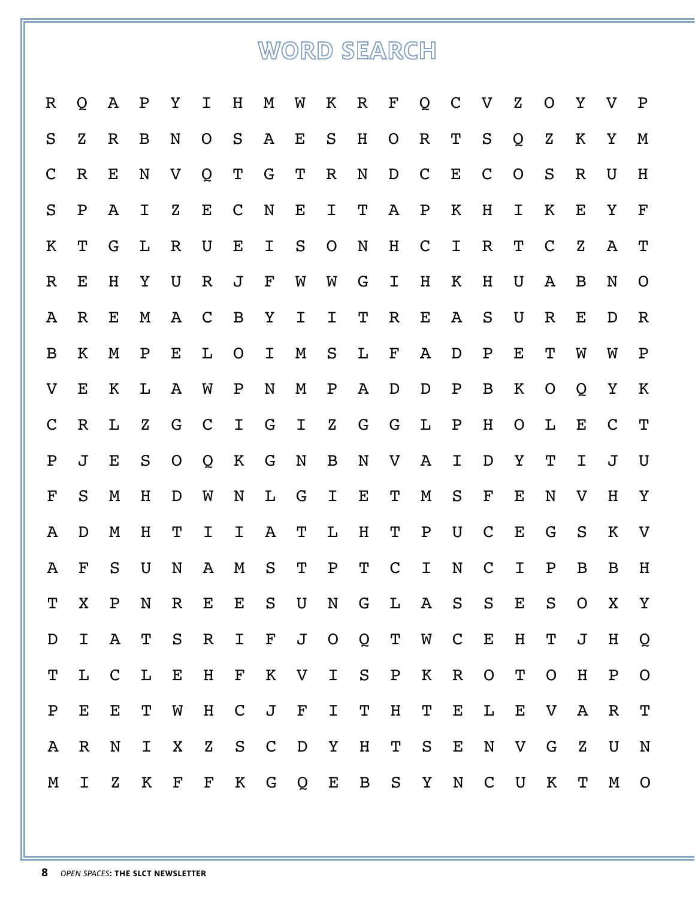# WORD SEARCH

```
R Q A P Y I H M W K R F Q C V Z O Y V P
S Z R B N O S A E S H O R T S Q Z K Y M
C R E N V Q T G T R N D C E C O S R U H
S P A I Z E C N E I T A P K H I K E Y F
K T G L R U E I S O N H C I R T C Z A T
R E H Y U R J F W W G I H K H U A B N O
A R E M A C B Y I I T R E A S U R E D R
B K M P E L O I M S L F A D P E T W W P
V E K L A W P N M P A D D P B K O Q Y K
C R L Z G C I G I Z G G L P H O L E C T
P J E S O Q K G N B N V A I D Y T I J U
F S M H D W N L G I E T M S F E N V H Y
A D M H T I I A T L H T P U C E G S K V
A F S U N A M S T P T C I N C I P B B H
T X P N R E E S U N G L A S S E S O X Y
D I A T S R I F J O Q T W C E H T J H Q
T L C L E H F K V I S P K R O T O H P O
P E E T W H C J F I T H T E L E V A R T
A R N I X Z S C D Y H T S E N V G Z U N
M I Z K F F K G Q E B S Y N C U K T M O
```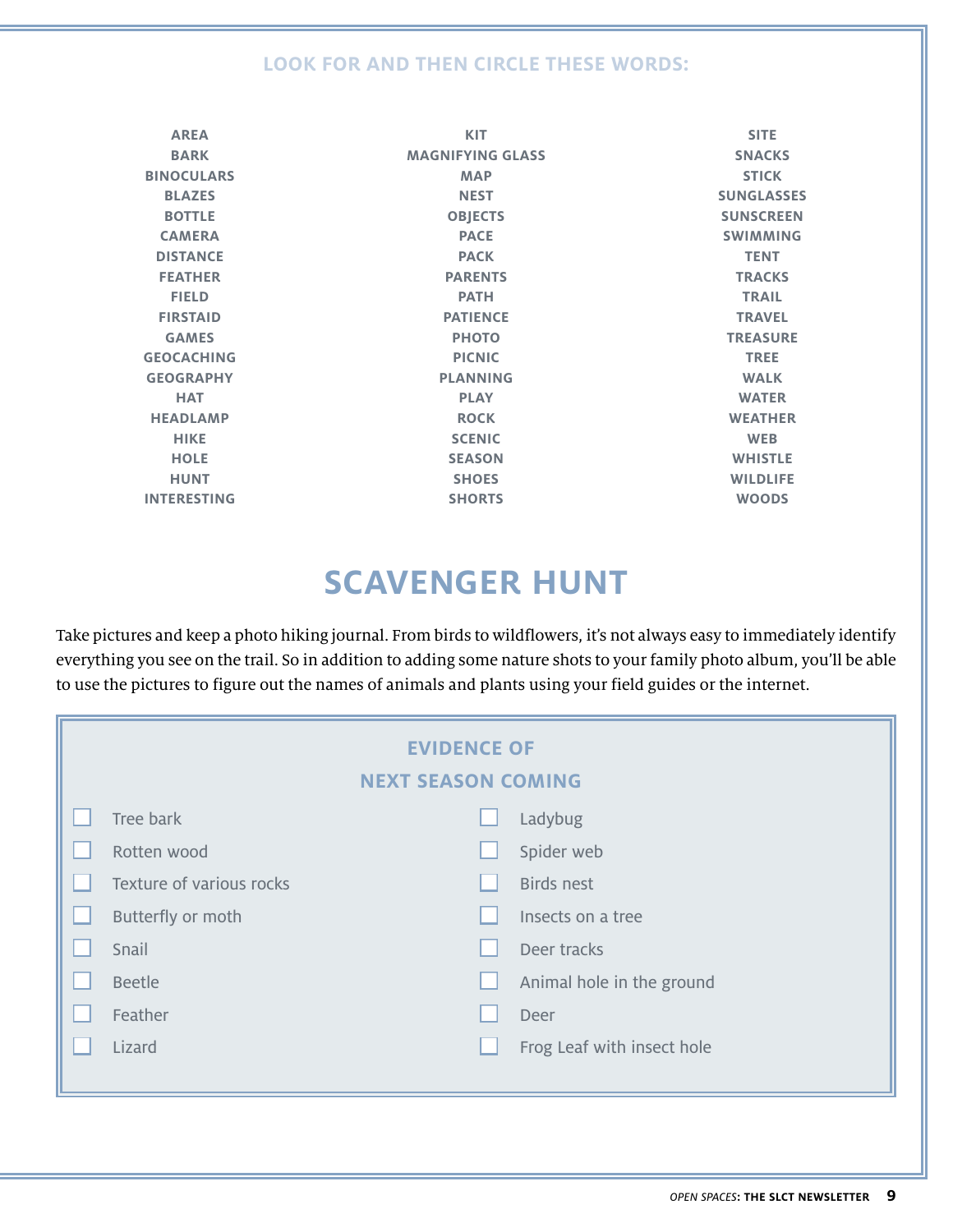### LOOK FOR AND THEN CIRCLE THESE WORDS:

| | | |
|---|---|---|
| AREA | KIT | SITE |
| BARK | MAGNIFYING GLASS | SNACKS |
| BINOCULARS | MAP | STICK |
| BLAZES | NEST | SUNGLASSES |
| BOTTLE | OBJECTS | SUNSCREEN |
| CAMERA | PACE | SWIMMING |
| DISTANCE | PACK | TENT |
| FEATHER | PARENTS | TRACKS |
| FIELD | PATH | TRAIL |
| FIRSTAID | PATIENCE | TRAVEL |
| GAMES | PHOTO | TREASURE |
| GEOCACHING | PICNIC | TREE |
| GEOGRAPHY | PLANNING | WALK |
| HAT | PLAY | WATER |
| HEADLAMP | ROCK | WEATHER |
| HIKE | SCENIC | WEB |
| HOLE | SEASON | WHISTLE |
| HUNT | SHOES | WILDLIFE |
| INTERESTING | SHORTS | WOODS |

## SCAVENGER HUNT

Take pictures and keep a photo hiking journal. From birds to wildflowers, it's not always easy to immediately identify everything you see on the trail. So in addition to adding some nature shots to your family photo album, you'll be able to use the pictures to figure out the names of animals and plants using your field guides or the internet.

### EVIDENCE OF NEXT SEASON COMING

- [ ] Tree bark
- [ ] Rotten wood
- [ ] Texture of various rocks
- [ ] Butterfly or moth
- [ ] Snail
- [ ] Beetle
- [ ] Feather
- [ ] Lizard
- [ ] Ladybug
- [ ] Spider web
- [ ] Birds nest
- [ ] Insects on a tree
- [ ] Deer tracks
- [ ] Animal hole in the ground
- [ ] Deer
- [ ] Frog Leaf with insect hole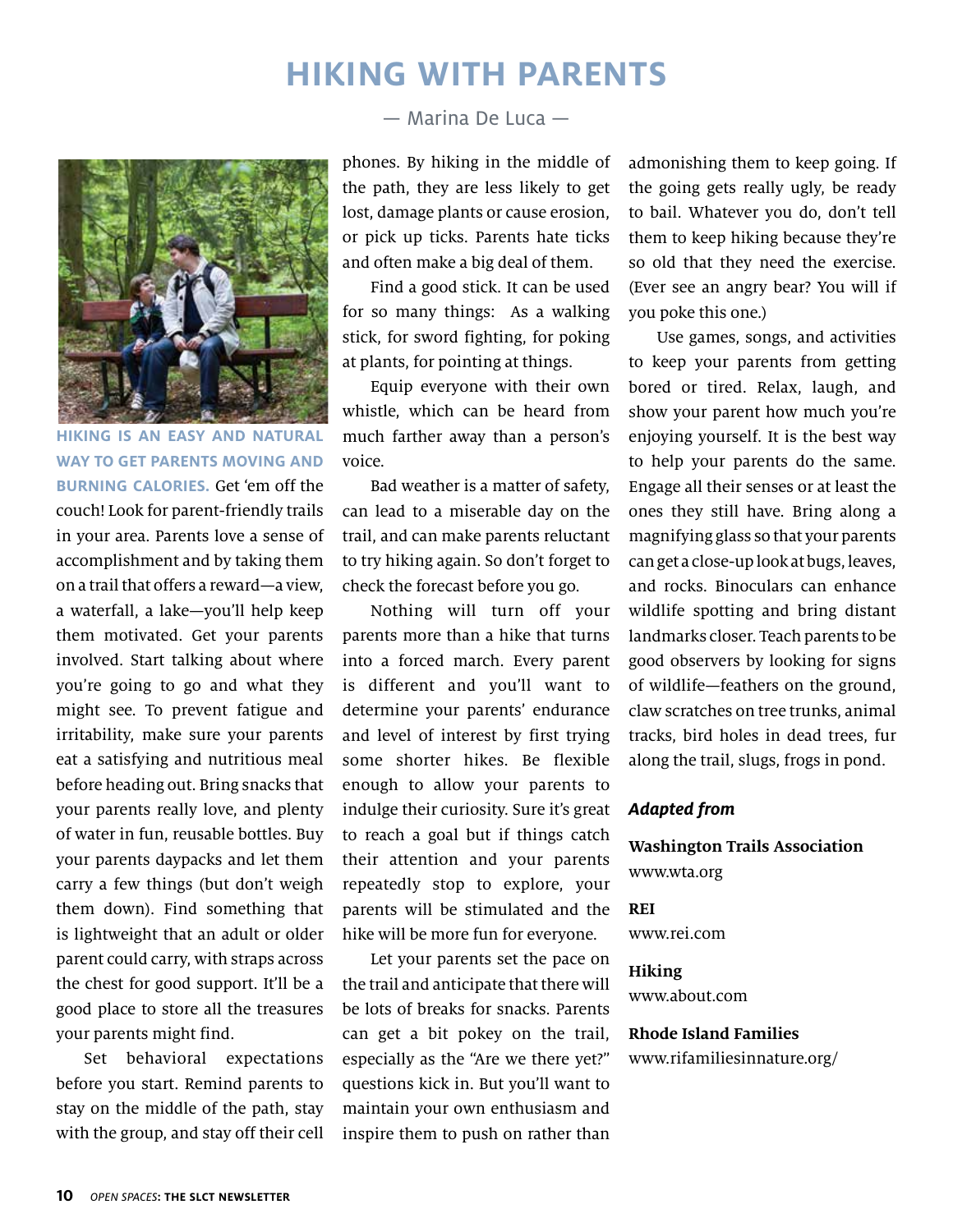# HIKING WITH PARENTS

— Marina De Luca —

**HIKING IS AN EASY AND NATURAL WAY TO GET PARENTS MOVING AND BURNING CALORIES.** Get 'em off the couch! Look for parent-friendly trails in your area. Parents love a sense of accomplishment and by taking them on a trail that offers a reward—a view, a waterfall, a lake—you'll help keep them motivated. Get your parents involved. Start talking about where you're going to go and what they might see. To prevent fatigue and irritability, make sure your parents eat a satisfying and nutritious meal before heading out. Bring snacks that your parents really love, and plenty of water in fun, reusable bottles. Buy your parents daypacks and let them carry a few things (but don't weigh them down). Find something that is lightweight that an adult or older parent could carry, with straps across the chest for good support. It'll be a good place to store all the treasures your parents might find.

Set behavioral expectations before you start. Remind parents to stay on the middle of the path, stay with the group, and stay off their cell phones. By hiking in the middle of the path, they are less likely to get lost, damage plants or cause erosion, or pick up ticks. Parents hate ticks and often make a big deal of them.

Find a good stick. It can be used for so many things: As a walking stick, for sword fighting, for poking at plants, for pointing at things.

Equip everyone with their own whistle, which can be heard from much farther away than a person's voice.

Bad weather is a matter of safety, can lead to a miserable day on the trail, and can make parents reluctant to try hiking again. So don't forget to check the forecast before you go.

Nothing will turn off your parents more than a hike that turns into a forced march. Every parent is different and you'll want to determine your parents' endurance and level of interest by first trying some shorter hikes. Be flexible enough to allow your parents to indulge their curiosity. Sure it's great to reach a goal but if things catch their attention and your parents repeatedly stop to explore, your parents will be stimulated and the hike will be more fun for everyone.

Let your parents set the pace on the trail and anticipate that there will be lots of breaks for snacks. Parents can get a bit pokey on the trail, especially as the "Are we there yet?" questions kick in. But you'll want to maintain your own enthusiasm and inspire them to push on rather than admonishing them to keep going. If the going gets really ugly, be ready to bail. Whatever you do, don't tell them to keep hiking because they're so old that they need the exercise. (Ever see an angry bear? You will if you poke this one.)

Use games, songs, and activities to keep your parents from getting bored or tired. Relax, laugh, and show your parent how much you're enjoying yourself. It is the best way to help your parents do the same. Engage all their senses or at least the ones they still have. Bring along a magnifying glass so that your parents can get a close-up look at bugs, leaves, and rocks. Binoculars can enhance wildlife spotting and bring distant landmarks closer. Teach parents to be good observers by looking for signs of wildlife—feathers on the ground, claw scratches on tree trunks, animal tracks, bird holes in dead trees, fur along the trail, slugs, frogs in pond.

***Adapted from***

**Washington Trails Association**
www.wta.org

**REI**
www.rei.com

**Hiking**
www.about.com

**Rhode Island Families**
www.rifamiliesinnature.org/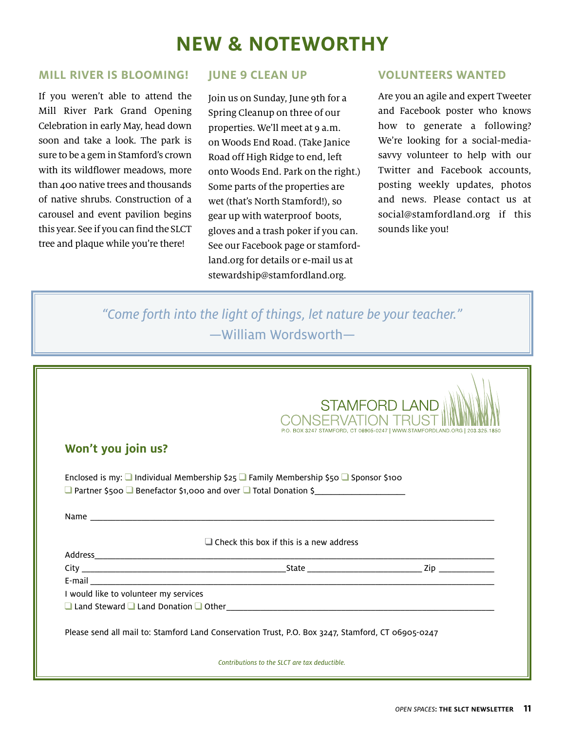# NEW & NOTEWORTHY

## MILL RIVER IS BLOOMING!

If you weren't able to attend the Mill River Park Grand Opening Celebration in early May, head down soon and take a look. The park is sure to be a gem in Stamford's crown with its wildflower meadows, more than 400 native trees and thousands of native shrubs. Construction of a carousel and event pavilion begins this year. See if you can find the SLCT tree and plaque while you're there!

## JUNE 9 CLEAN UP

Join us on Sunday, June 9th for a Spring Cleanup on three of our properties. We'll meet at 9 a.m. on Woods End Road. (Take Janice Road off High Ridge to end, left onto Woods End. Park on the right.) Some parts of the properties are wet (that's North Stamford!), so gear up with waterproof boots, gloves and a trash poker if you can. See our Facebook page or stamfordland.org for details or e-mail us at stewardship@stamfordland.org.

## VOLUNTEERS WANTED

Are you an agile and expert Tweeter and Facebook poster who knows how to generate a following? We're looking for a social-media-savvy volunteer to help with our Twitter and Facebook accounts, posting weekly updates, photos and news. Please contact us at social@stamfordland.org if this sounds like you!

> *"Come forth into the light of things, let nature be your teacher."*
> —William Wordsworth—

STAMFORD LAND CONSERVATION TRUST
P.O. BOX 3247 STAMFORD, CT 06905-0247 | WWW.STAMFORDLAND.ORG | 203.325.1850

## Won't you join us?

Enclosed is my: ❑ Individual Membership $25 ❑ Family Membership $50 ❑ Sponsor $100
❑ Partner $500 ❑ Benefactor $1,000 and over ❑ Total Donation $____________________

Name ____________________________________________________________

❑ Check this box if this is a new address

Address__________________________________________________________

City ______________________________ State __________________ Zip __________

E-mail ___________________________________________________________

I would like to volunteer my services

❑ Land Steward ❑ Land Donation ❑ Other_______________________________________

Please send all mail to: Stamford Land Conservation Trust, P.O. Box 3247, Stamford, CT 06905-0247

*Contributions to the SLCT are tax deductible.*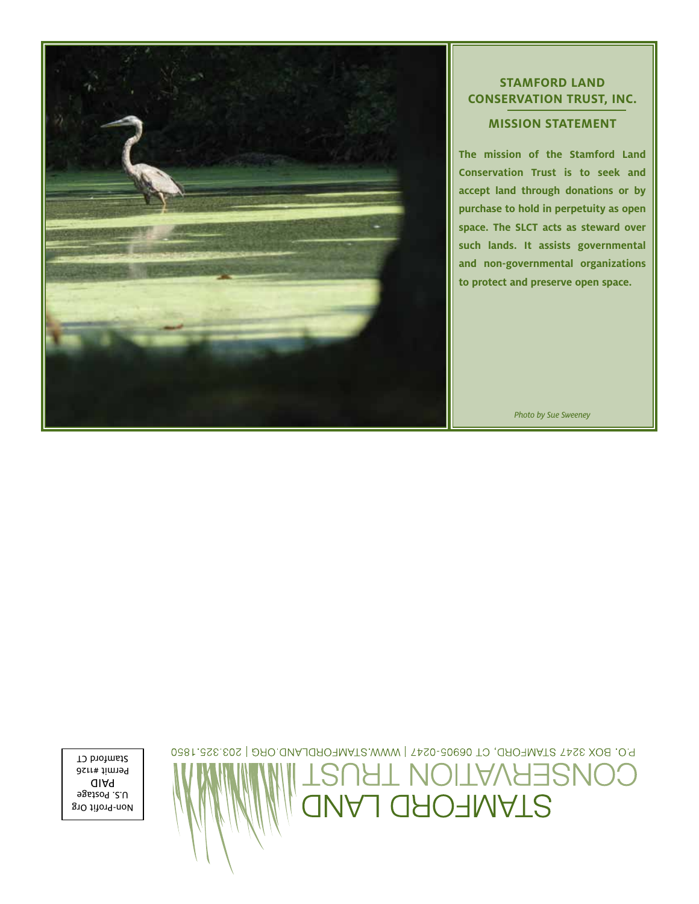## STAMFORD LAND CONSERVATION TRUST, INC.

### MISSION STATEMENT

**The mission of the Stamford Land Conservation Trust is to seek and accept land through donations or by purchase to hold in perpetuity as open space. The SLCT acts as steward over such lands. It assists governmental and non-governmental organizations to protect and preserve open space.**

*Photo by Sue Sweeney*

STAMFORD LAND
CONSERVATION TRUST

P.O. BOX 3247 STAMFORD, CT 06905-0247 | WWW.STAMFORDLAND.ORG | 203.325.1850

Non-Profit Org
U.S. Postage
PAID
Permit #126
Stamford CT